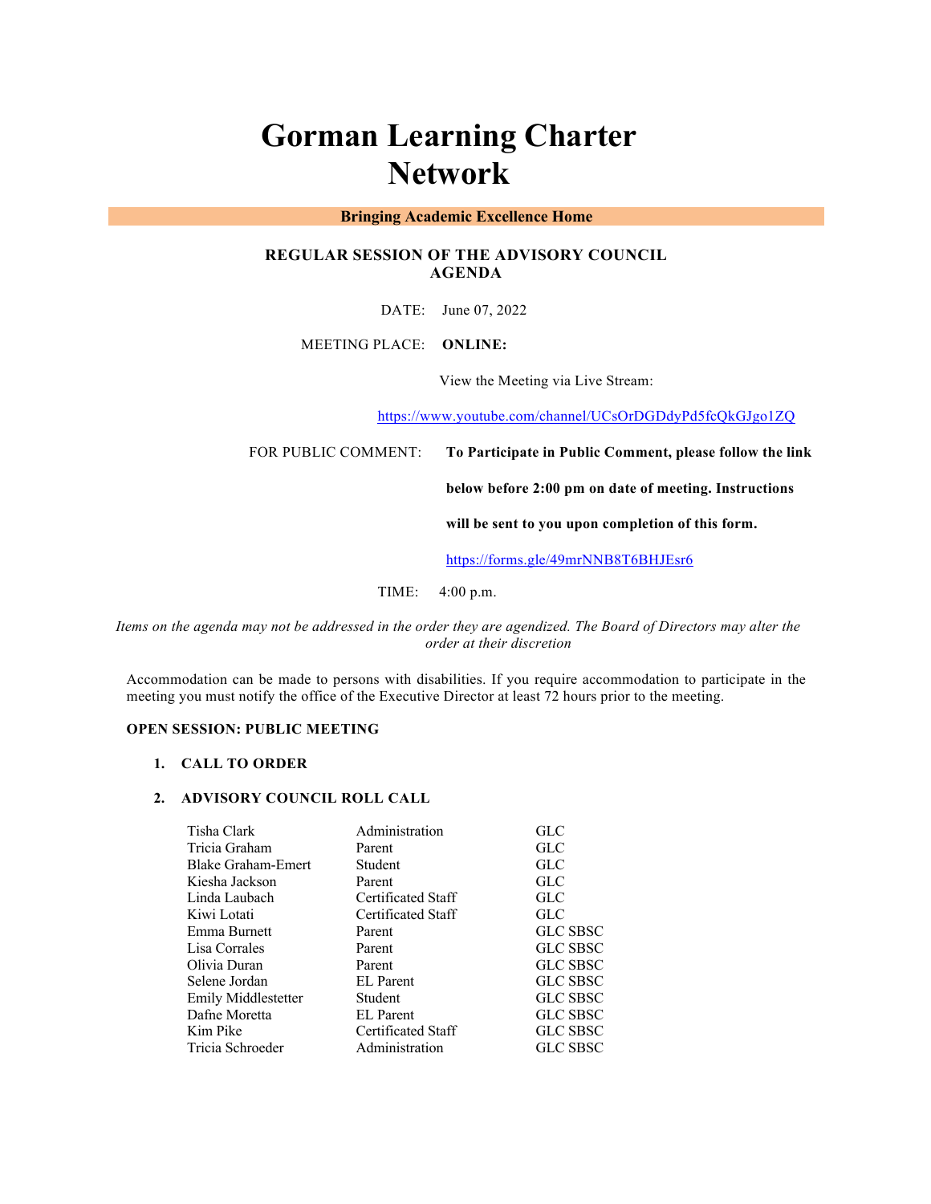# Gorman Learning Charter Network

**Bringing Academic Excellence Home**

**REGULAR SESSION OF THE ADVISORY COUNCIL AGENDA**

DATE: June 07, 2022

MEETING PLACE: **ONLINE:**

View the Meeting via Live Stream:

https://www.youtube.com/channel/UCsOrDGDdyPd5fcQkGJgo1ZQ

FOR PUBLIC COMMENT: **To Participate in Public Comment, please follow the link below before 2:00 pm on date of meeting. Instructions will be sent to you upon completion of this form.**

https://forms.gle/49mrNNB8T6BHJEsr6

TIME: 4:00 p.m.

*Items on the agenda may not be addressed in the order they are agendized. The Board of Directors may alter the order at their discretion*

Accommodation can be made to persons with disabilities. If you require accommodation to participate in the meeting you must notify the office of the Executive Director at least 72 hours prior to the meeting.

**OPEN SESSION: PUBLIC MEETING**

1. **CALL TO ORDER**

2. **ADVISORY COUNCIL ROLL CALL**

| | | |
|---|---|---|
| Tisha Clark | Administration | GLC |
| Tricia Graham | Parent | GLC |
| Blake Graham-Emert | Student | GLC |
| Kiesha Jackson | Parent | GLC |
| Linda Laubach | Certificated Staff | GLC |
| Kiwi Lotati | Certificated Staff | GLC |
| Emma Burnett | Parent | GLC SBSC |
| Lisa Corrales | Parent | GLC SBSC |
| Olivia Duran | Parent | GLC SBSC |
| Selene Jordan | EL Parent | GLC SBSC |
| Emily Middlestetter | Student | GLC SBSC |
| Dafne Moretta | EL Parent | GLC SBSC |
| Kim Pike | Certificated Staff | GLC SBSC |
| Tricia Schroeder | Administration | GLC SBSC |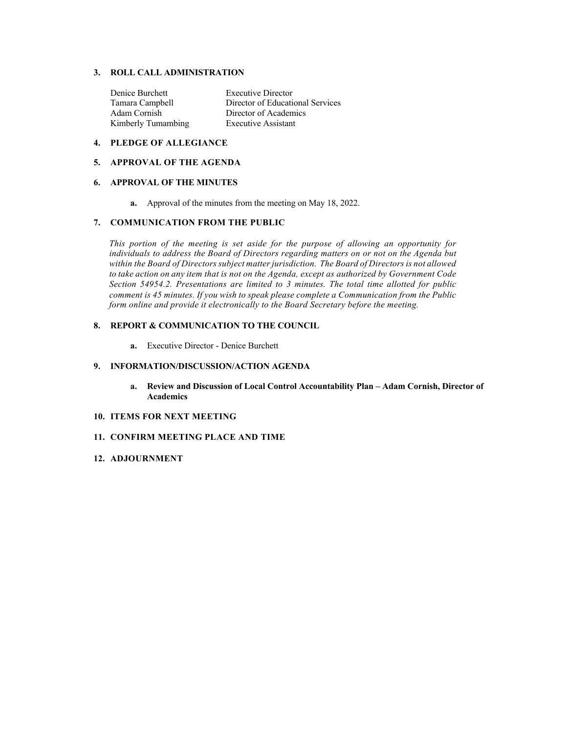**3. ROLL CALL ADMINISTRATION**

| | |
|---|---|
| Denice Burchett | Executive Director |
| Tamara Campbell | Director of Educational Services |
| Adam Cornish | Director of Academics |
| Kimberly Tumambing | Executive Assistant |

**4. PLEDGE OF ALLEGIANCE**

**5. APPROVAL OF THE AGENDA**

**6. APPROVAL OF THE MINUTES**

- **a.** Approval of the minutes from the meeting on May 18, 2022.

**7. COMMUNICATION FROM THE PUBLIC**

*This portion of the meeting is set aside for the purpose of allowing an opportunity for individuals to address the Board of Directors regarding matters on or not on the Agenda but within the Board of Directors subject matter jurisdiction. The Board of Directors is not allowed to take action on any item that is not on the Agenda, except as authorized by Government Code Section 54954.2. Presentations are limited to 3 minutes. The total time allotted for public comment is 45 minutes. If you wish to speak please complete a Communication from the Public form online and provide it electronically to the Board Secretary before the meeting.*

**8. REPORT & COMMUNICATION TO THE COUNCIL**

- **a.** Executive Director - Denice Burchett

**9. INFORMATION/DISCUSSION/ACTION AGENDA**

- **a. Review and Discussion of Local Control Accountability Plan – Adam Cornish, Director of Academics**

**10. ITEMS FOR NEXT MEETING**

**11. CONFIRM MEETING PLACE AND TIME**

**12. ADJOURNMENT**